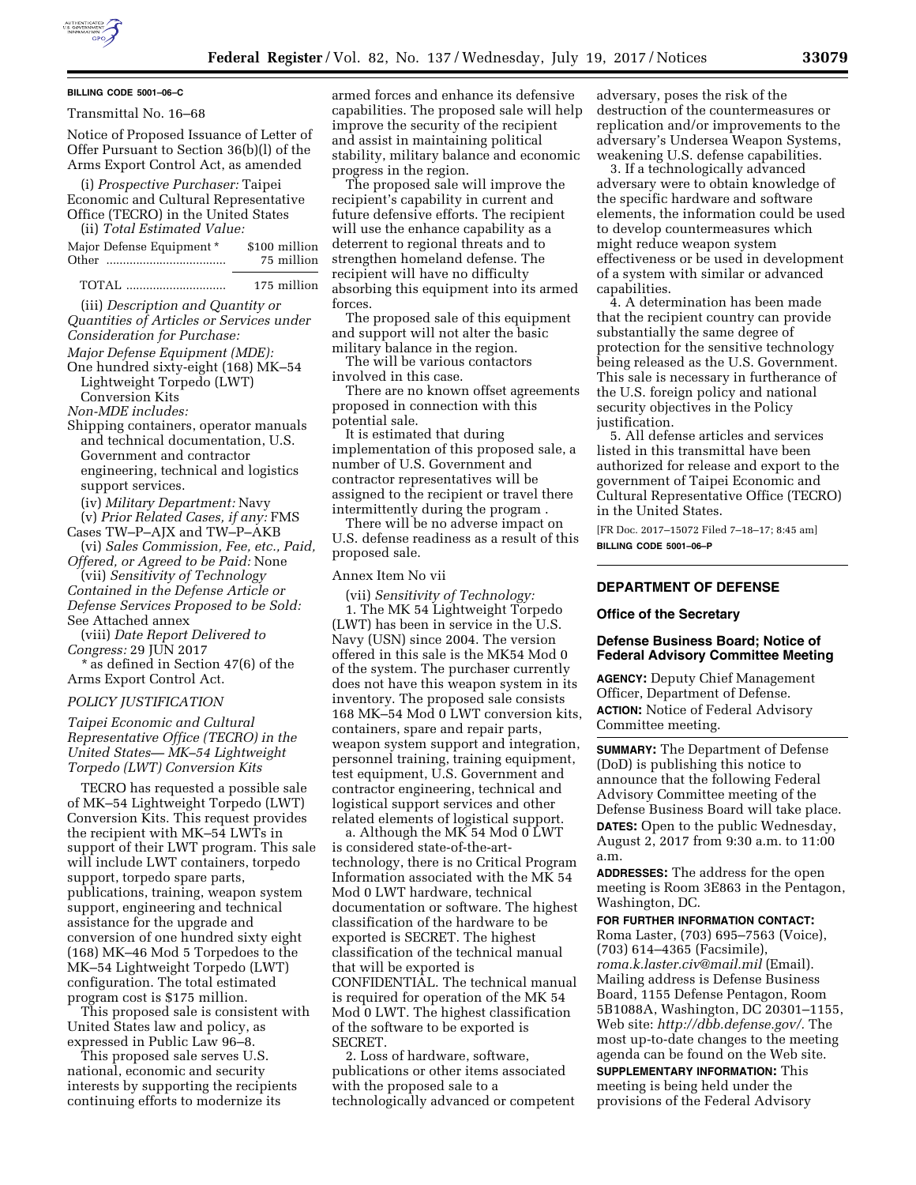**BILLING CODE 5001–06–C**

Transmittal No. 16–68

Notice of Proposed Issuance of Letter of Offer Pursuant to Section 36(b)(l) of the Arms Export Control Act, as amended

(i) *Prospective Purchaser:* Taipei Economic and Cultural Representative Office (TECRO) in the United States

(ii) *Total Estimated Value:*

| | |
|---|---|
| Major Defense Equipment * | $100 million |
| Other | 75 million |
| TOTAL | 175 million |

(iii) *Description and Quantity or Quantities of Articles or Services under Consideration for Purchase:*

*Major Defense Equipment (MDE):*

One hundred sixty-eight (168) MK–54 Lightweight Torpedo (LWT) Conversion Kits

*Non-MDE includes:*

Shipping containers, operator manuals and technical documentation, U.S. Government and contractor engineering, technical and logistics support services.

(iv) *Military Department:* Navy

(v) *Prior Related Cases, if any:* FMS Cases TW–P–AJX and TW–P–AKB

(vi) *Sales Commission, Fee, etc., Paid, Offered, or Agreed to be Paid:* None

(vii) *Sensitivity of Technology Contained in the Defense Article or Defense Services Proposed to be Sold:* See Attached annex

(viii) *Date Report Delivered to Congress:* 29 JUN 2017

* as defined in Section 47(6) of the Arms Export Control Act.

*POLICY JUSTIFICATION*

*Taipei Economic and Cultural Representative Office (TECRO) in the United States— MK–54 Lightweight Torpedo (LWT) Conversion Kits*

TECRO has requested a possible sale of MK–54 Lightweight Torpedo (LWT) Conversion Kits. This request provides the recipient with MK–54 LWTs in support of their LWT program. This sale will include LWT containers, torpedo support, torpedo spare parts, publications, training, weapon system support, engineering and technical assistance for the upgrade and conversion of one hundred sixty eight (168) MK–46 Mod 5 Torpedoes to the MK–54 Lightweight Torpedo (LWT) configuration. The total estimated program cost is $175 million.

This proposed sale is consistent with United States law and policy, as expressed in Public Law 96–8.

This proposed sale serves U.S. national, economic and security interests by supporting the recipients continuing efforts to modernize its armed forces and enhance its defensive capabilities. The proposed sale will help improve the security of the recipient and assist in maintaining political stability, military balance and economic progress in the region.

The proposed sale will improve the recipient's capability in current and future defensive efforts. The recipient will use the enhance capability as a deterrent to regional threats and to strengthen homeland defense. The recipient will have no difficulty absorbing this equipment into its armed forces.

The proposed sale of this equipment and support will not alter the basic military balance in the region.

The will be various contactors involved in this case.

There are no known offset agreements proposed in connection with this potential sale.

It is estimated that during implementation of this proposed sale, a number of U.S. Government and contractor representatives will be assigned to the recipient or travel there intermittently during the program .

There will be no adverse impact on U.S. defense readiness as a result of this proposed sale.

Annex Item No vii

(vii) *Sensitivity of Technology:*

1. The MK 54 Lightweight Torpedo (LWT) has been in service in the U.S. Navy (USN) since 2004. The version offered in this sale is the MK54 Mod 0 of the system. The purchaser currently does not have this weapon system in its inventory. The proposed sale consists 168 MK–54 Mod 0 LWT conversion kits, containers, spare and repair parts, weapon system support and integration, personnel training, training equipment, test equipment, U.S. Government and contractor engineering, technical and logistical support services and other related elements of logistical support.

a. Although the MK 54 Mod 0 LWT is considered state-of-the-art-technology, there is no Critical Program Information associated with the MK 54 Mod 0 LWT hardware, technical documentation or software. The highest classification of the hardware to be exported is SECRET. The highest classification of the technical manual that will be exported is CONFIDENTIAL. The technical manual is required for operation of the MK 54 Mod 0 LWT. The highest classification of the software to be exported is SECRET.

2. Loss of hardware, software, publications or other items associated with the proposed sale to a technologically advanced or competent adversary, poses the risk of the destruction of the countermeasures or replication and/or improvements to the adversary's Undersea Weapon Systems, weakening U.S. defense capabilities.

3. If a technologically advanced adversary were to obtain knowledge of the specific hardware and software elements, the information could be used to develop countermeasures which might reduce weapon system effectiveness or be used in development of a system with similar or advanced capabilities.

4. A determination has been made that the recipient country can provide substantially the same degree of protection for the sensitive technology being released as the U.S. Government. This sale is necessary in furtherance of the U.S. foreign policy and national security objectives in the Policy justification.

5. All defense articles and services listed in this transmittal have been authorized for release and export to the government of Taipei Economic and Cultural Representative Office (TECRO) in the United States.

[FR Doc. 2017–15072 Filed 7–18–17; 8:45 am]

**BILLING CODE 5001–06–P**

## DEPARTMENT OF DEFENSE

### Office of the Secretary

### Defense Business Board; Notice of Federal Advisory Committee Meeting

**AGENCY:** Deputy Chief Management Officer, Department of Defense.

**ACTION:** Notice of Federal Advisory Committee meeting.

**SUMMARY:** The Department of Defense (DoD) is publishing this notice to announce that the following Federal Advisory Committee meeting of the Defense Business Board will take place.

**DATES:** Open to the public Wednesday, August 2, 2017 from 9:30 a.m. to 11:00 a.m.

**ADDRESSES:** The address for the open meeting is Room 3E863 in the Pentagon, Washington, DC.

**FOR FURTHER INFORMATION CONTACT:** Roma Laster, (703) 695–7563 (Voice), (703) 614–4365 (Facsimile), *roma.k.laster.civ@mail.mil* (Email). Mailing address is Defense Business Board, 1155 Defense Pentagon, Room 5B1088A, Washington, DC 20301–1155, Web site: *http://dbb.defense.gov/.* The most up-to-date changes to the meeting agenda can be found on the Web site.

**SUPPLEMENTARY INFORMATION:** This meeting is being held under the provisions of the Federal Advisory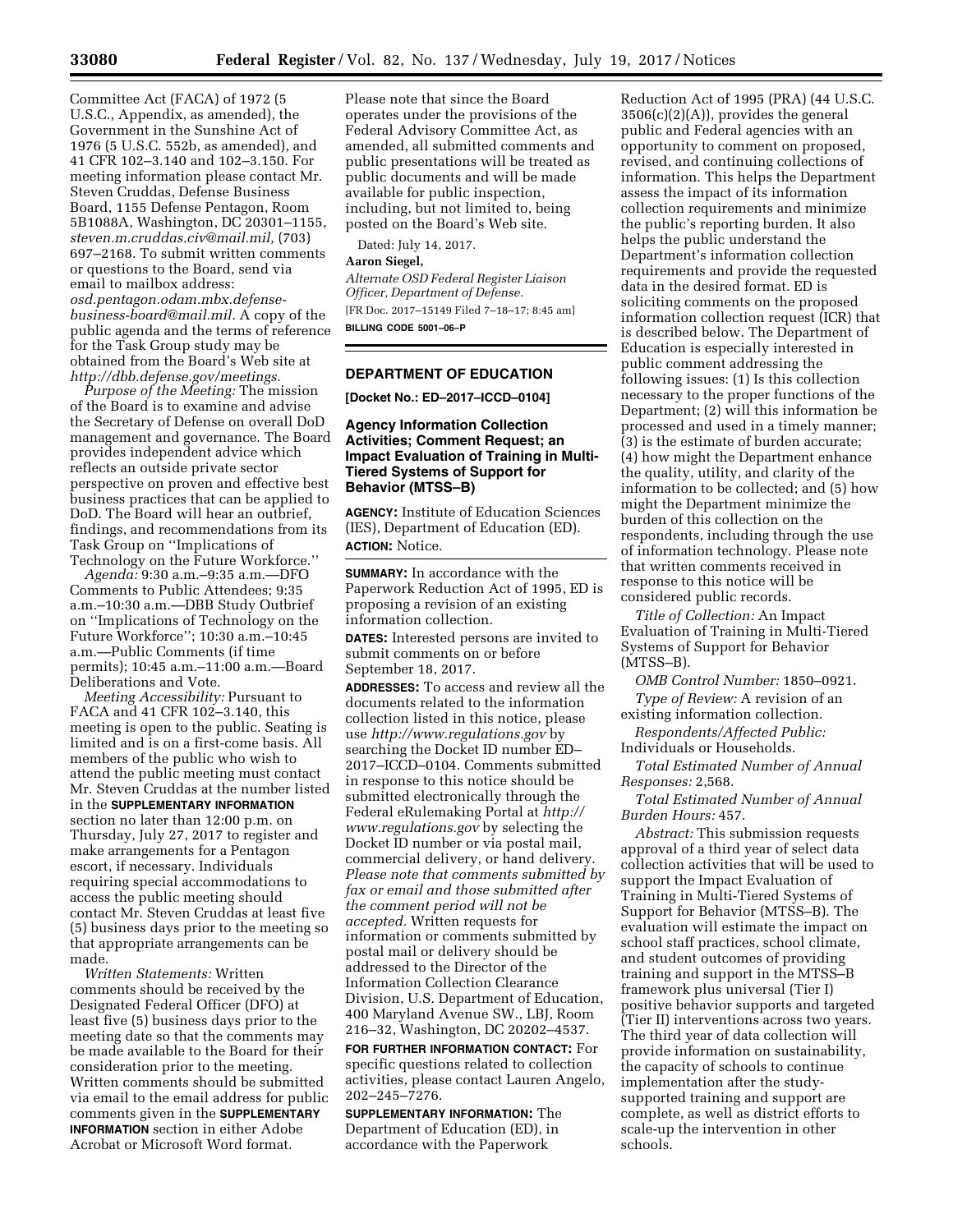Committee Act (FACA) of 1972 (5 U.S.C., Appendix, as amended), the Government in the Sunshine Act of 1976 (5 U.S.C. 552b, as amended), and 41 CFR 102–3.140 and 102–3.150. For meeting information please contact Mr. Steven Cruddas, Defense Business Board, 1155 Defense Pentagon, Room 5B1088A, Washington, DC 20301–1155, *steven.m.cruddas.civ@mail.mil,* (703) 697–2168. To submit written comments or questions to the Board, send via email to mailbox address: *osd.pentagon.odam.mbx.defense-business-board@mail.mil.* A copy of the public agenda and the terms of reference for the Task Group study may be obtained from the Board's Web site at *http://dbb.defense.gov/meetings.*

*Purpose of the Meeting:* The mission of the Board is to examine and advise the Secretary of Defense on overall DoD management and governance. The Board provides independent advice which reflects an outside private sector perspective on proven and effective best business practices that can be applied to DoD. The Board will hear an outbrief, findings, and recommendations from its Task Group on ''Implications of Technology on the Future Workforce.''

*Agenda:* 9:30 a.m.–9:35 a.m.—DFO Comments to Public Attendees; 9:35 a.m.–10:30 a.m.—DBB Study Outbrief on ''Implications of Technology on the Future Workforce''; 10:30 a.m.–10:45 a.m.—Public Comments (if time permits); 10:45 a.m.–11:00 a.m.—Board Deliberations and Vote.

*Meeting Accessibility:* Pursuant to FACA and 41 CFR 102–3.140, this meeting is open to the public. Seating is limited and is on a first-come basis. All members of the public who wish to attend the public meeting must contact Mr. Steven Cruddas at the number listed in the **SUPPLEMENTARY INFORMATION** section no later than 12:00 p.m. on Thursday, July 27, 2017 to register and make arrangements for a Pentagon escort, if necessary. Individuals requiring special accommodations to access the public meeting should contact Mr. Steven Cruddas at least five (5) business days prior to the meeting so that appropriate arrangements can be made.

*Written Statements:* Written comments should be received by the Designated Federal Officer (DFO) at least five (5) business days prior to the meeting date so that the comments may be made available to the Board for their consideration prior to the meeting. Written comments should be submitted via email to the email address for public comments given in the **SUPPLEMENTARY INFORMATION** section in either Adobe Acrobat or Microsoft Word format. Please note that since the Board operates under the provisions of the Federal Advisory Committee Act, as amended, all submitted comments and public presentations will be treated as public documents and will be made available for public inspection, including, but not limited to, being posted on the Board's Web site.

Dated: July 14, 2017.

**Aaron Siegel,**

*Alternate OSD Federal Register Liaison Officer, Department of Defense.*

[FR Doc. 2017–15149 Filed 7–18–17; 8:45 am]

**BILLING CODE 5001–06–P**

## DEPARTMENT OF EDUCATION

**[Docket No.: ED–2017–ICCD–0104]**

### Agency Information Collection Activities; Comment Request; an Impact Evaluation of Training in Multi-Tiered Systems of Support for Behavior (MTSS–B)

**AGENCY:** Institute of Education Sciences (IES), Department of Education (ED).

**ACTION:** Notice.

**SUMMARY:** In accordance with the Paperwork Reduction Act of 1995, ED is proposing a revision of an existing information collection.

**DATES:** Interested persons are invited to submit comments on or before September 18, 2017.

**ADDRESSES:** To access and review all the documents related to the information collection listed in this notice, please use *http://www.regulations.gov* by searching the Docket ID number ED–2017–ICCD–0104. Comments submitted in response to this notice should be submitted electronically through the Federal eRulemaking Portal at *http://www.regulations.gov* by selecting the Docket ID number or via postal mail, commercial delivery, or hand delivery. *Please note that comments submitted by fax or email and those submitted after the comment period will not be accepted.* Written requests for information or comments submitted by postal mail or delivery should be addressed to the Director of the Information Collection Clearance Division, U.S. Department of Education, 400 Maryland Avenue SW., LBJ, Room 216–32, Washington, DC 20202–4537.

**FOR FURTHER INFORMATION CONTACT:** For specific questions related to collection activities, please contact Lauren Angelo, 202–245–7276.

**SUPPLEMENTARY INFORMATION:** The Department of Education (ED), in accordance with the Paperwork Reduction Act of 1995 (PRA) (44 U.S.C. 3506(c)(2)(A)), provides the general public and Federal agencies with an opportunity to comment on proposed, revised, and continuing collections of information. This helps the Department assess the impact of its information collection requirements and minimize the public's reporting burden. It also helps the public understand the Department's information collection requirements and provide the requested data in the desired format. ED is soliciting comments on the proposed information collection request (ICR) that is described below. The Department of Education is especially interested in public comment addressing the following issues: (1) Is this collection necessary to the proper functions of the Department; (2) will this information be processed and used in a timely manner; (3) is the estimate of burden accurate; (4) how might the Department enhance the quality, utility, and clarity of the information to be collected; and (5) how might the Department minimize the burden of this collection on the respondents, including through the use of information technology. Please note that written comments received in response to this notice will be considered public records.

*Title of Collection:* An Impact Evaluation of Training in Multi-Tiered Systems of Support for Behavior (MTSS–B).

*OMB Control Number:* 1850–0921.

*Type of Review:* A revision of an existing information collection.

*Respondents/Affected Public:* Individuals or Households.

*Total Estimated Number of Annual Responses:* 2,568.

*Total Estimated Number of Annual Burden Hours:* 457.

*Abstract:* This submission requests approval of a third year of select data collection activities that will be used to support the Impact Evaluation of Training in Multi-Tiered Systems of Support for Behavior (MTSS–B). The evaluation will estimate the impact on school staff practices, school climate, and student outcomes of providing training and support in the MTSS–B framework plus universal (Tier I) positive behavior supports and targeted (Tier II) interventions across two years. The third year of data collection will provide information on sustainability, the capacity of schools to continue implementation after the study-supported training and support are complete, as well as district efforts to scale-up the intervention in other schools.